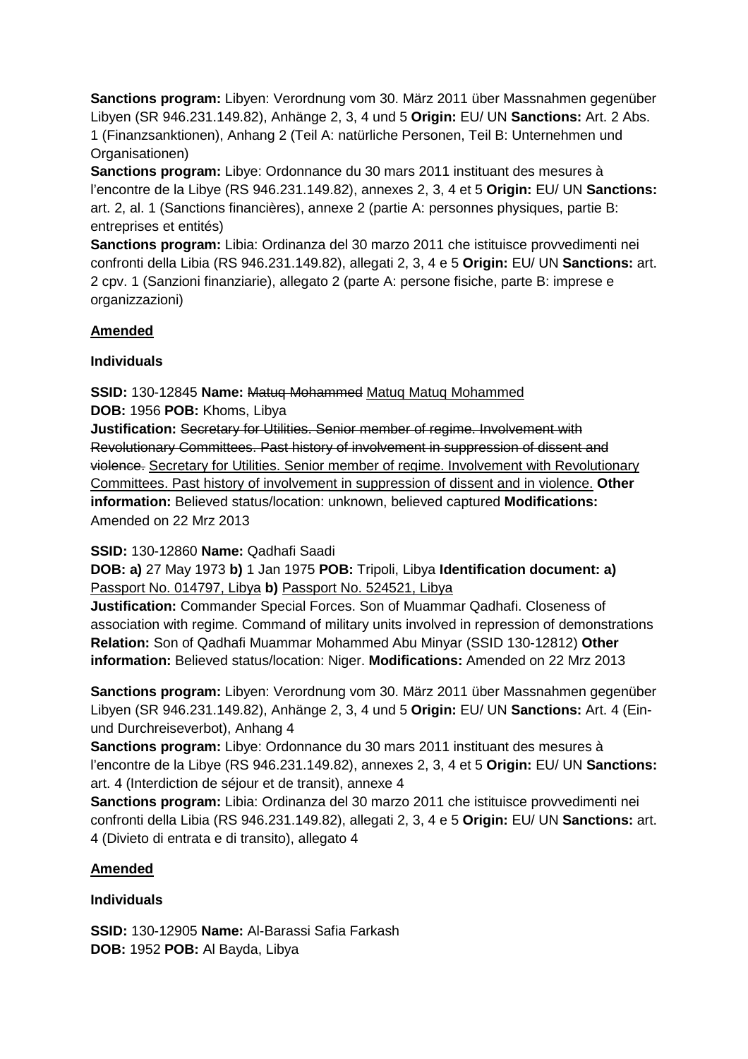**Sanctions program:** Libyen: Verordnung vom 30. März 2011 über Massnahmen gegenüber Libyen (SR 946.231.149.82), Anhänge 2, 3, 4 und 5 **Origin:** EU/ UN **Sanctions:** Art. 2 Abs. 1 (Finanzsanktionen), Anhang 2 (Teil A: natürliche Personen, Teil B: Unternehmen und Organisationen)
**Sanctions program:** Libye: Ordonnance du 30 mars 2011 instituant des mesures à l'encontre de la Libye (RS 946.231.149.82), annexes 2, 3, 4 et 5 **Origin:** EU/ UN **Sanctions:** art. 2, al. 1 (Sanctions financières), annexe 2 (partie A: personnes physiques, partie B: entreprises et entités)
**Sanctions program:** Libia: Ordinanza del 30 marzo 2011 che istituisce provvedimenti nei confronti della Libia (RS 946.231.149.82), allegati 2, 3, 4 e 5 **Origin:** EU/ UN **Sanctions:** art. 2 cpv. 1 (Sanzioni finanziarie), allegato 2 (parte A: persone fisiche, parte B: imprese e organizzazioni)

**Amended**

**Individuals**

**SSID:** 130-12845 **Name:** ~~Matuq Mohammed~~ Matuq Matuq Mohammed
**DOB:** 1956 **POB:** Khoms, Libya
**Justification:** ~~Secretary for Utilities. Senior member of regime. Involvement with Revolutionary Committees. Past history of involvement in suppression of dissent and violence.~~ Secretary for Utilities. Senior member of regime. Involvement with Revolutionary Committees. Past history of involvement in suppression of dissent and in violence. **Other information:** Believed status/location: unknown, believed captured **Modifications:** Amended on 22 Mrz 2013

**SSID:** 130-12860 **Name:** Qadhafi Saadi
**DOB: a)** 27 May 1973 **b)** 1 Jan 1975 **POB:** Tripoli, Libya **Identification document: a)** Passport No. 014797, Libya **b)** Passport No. 524521, Libya
**Justification:** Commander Special Forces. Son of Muammar Qadhafi. Closeness of association with regime. Command of military units involved in repression of demonstrations **Relation:** Son of Qadhafi Muammar Mohammed Abu Minyar (SSID 130-12812) **Other information:** Believed status/location: Niger. **Modifications:** Amended on 22 Mrz 2013

**Sanctions program:** Libyen: Verordnung vom 30. März 2011 über Massnahmen gegenüber Libyen (SR 946.231.149.82), Anhänge 2, 3, 4 und 5 **Origin:** EU/ UN **Sanctions:** Art. 4 (Ein- und Durchreiseverbot), Anhang 4
**Sanctions program:** Libye: Ordonnance du 30 mars 2011 instituant des mesures à l'encontre de la Libye (RS 946.231.149.82), annexes 2, 3, 4 et 5 **Origin:** EU/ UN **Sanctions:** art. 4 (Interdiction de séjour et de transit), annexe 4
**Sanctions program:** Libia: Ordinanza del 30 marzo 2011 che istituisce provvedimenti nei confronti della Libia (RS 946.231.149.82), allegati 2, 3, 4 e 5 **Origin:** EU/ UN **Sanctions:** art. 4 (Divieto di entrata e di transito), allegato 4

**Amended**

**Individuals**

**SSID:** 130-12905 **Name:** Al-Barassi Safia Farkash
**DOB:** 1952 **POB:** Al Bayda, Libya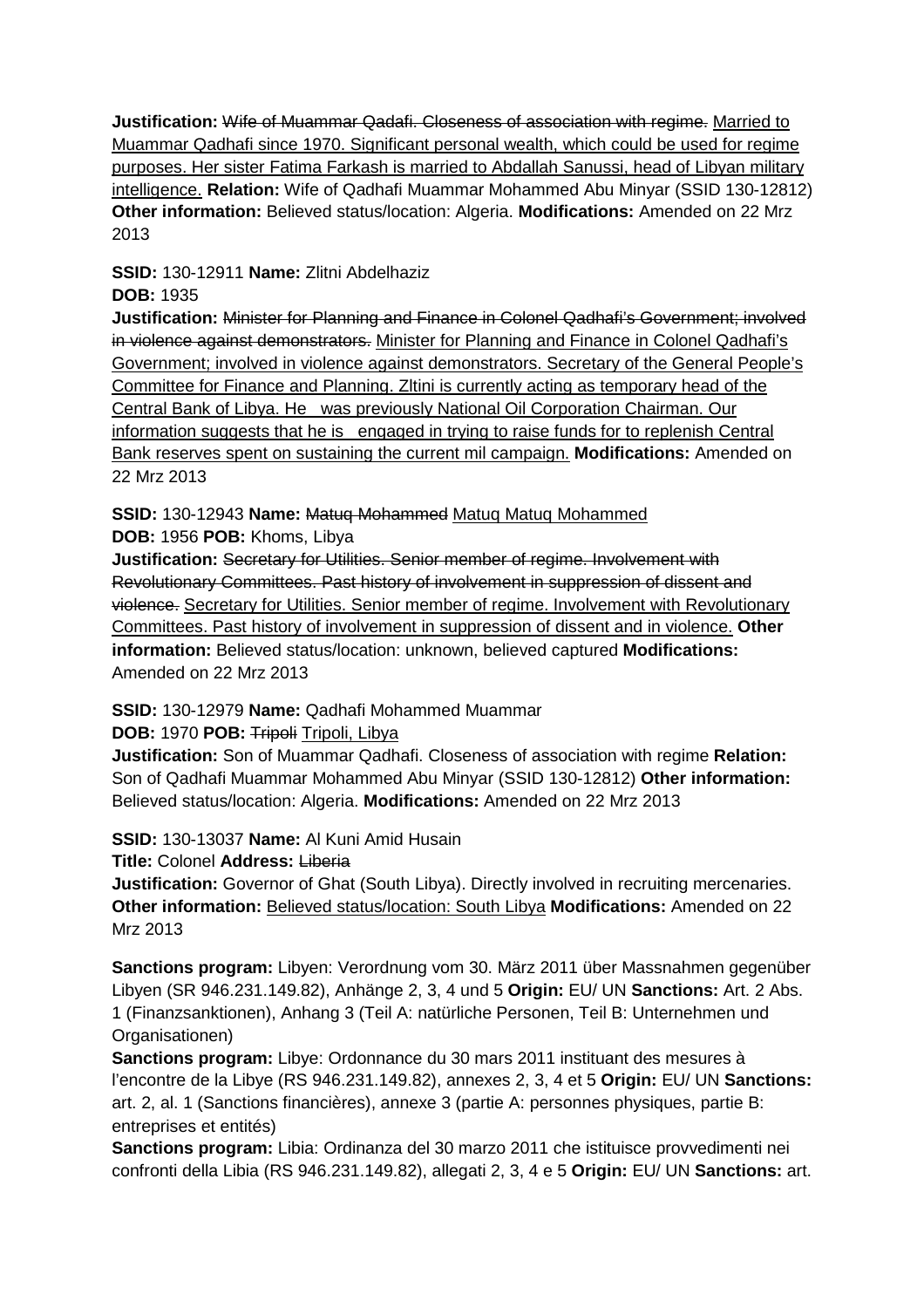**Justification:** ~~Wife of Muammar Qadafi. Closeness of association with regime.~~ <u>Married to Muammar Qadhafi since 1970. Significant personal wealth, which could be used for regime purposes. Her sister Fatima Farkash is married to Abdallah Sanussi, head of Libyan military intelligence.</u> **Relation:** Wife of Qadhafi Muammar Mohammed Abu Minyar (SSID 130-12812) **Other information:** Believed status/location: Algeria. **Modifications:** Amended on 22 Mrz 2013

**SSID:** 130-12911 **Name:** Zlitni Abdelhaziz
**DOB:** 1935
**Justification:** ~~Minister for Planning and Finance in Colonel Qadhafi's Government; involved in violence against demonstrators.~~ <u>Minister for Planning and Finance in Colonel Qadhafi's Government; involved in violence against demonstrators. Secretary of the General People's Committee for Finance and Planning. Zltini is currently acting as temporary head of the Central Bank of Libya. He was previously National Oil Corporation Chairman. Our information suggests that he is engaged in trying to raise funds for to replenish Central Bank reserves spent on sustaining the current mil campaign.</u> **Modifications:** Amended on 22 Mrz 2013

**SSID:** 130-12943 **Name:** ~~Matuq Mohammed~~ <u>Matuq Matuq Mohammed</u>
**DOB:** 1956 **POB:** Khoms, Libya
**Justification:** ~~Secretary for Utilities. Senior member of regime. Involvement with Revolutionary Committees. Past history of involvement in suppression of dissent and violence.~~ <u>Secretary for Utilities. Senior member of regime. Involvement with Revolutionary Committees. Past history of involvement in suppression of dissent and in violence.</u> **Other information:** Believed status/location: unknown, believed captured **Modifications:** Amended on 22 Mrz 2013

**SSID:** 130-12979 **Name:** Qadhafi Mohammed Muammar
**DOB:** 1970 **POB:** ~~Tripoli~~ <u>Tripoli, Libya</u>
**Justification:** Son of Muammar Qadhafi. Closeness of association with regime **Relation:** Son of Qadhafi Muammar Mohammed Abu Minyar (SSID 130-12812) **Other information:** Believed status/location: Algeria. **Modifications:** Amended on 22 Mrz 2013

**SSID:** 130-13037 **Name:** Al Kuni Amid Husain
**Title:** Colonel **Address:** ~~Liberia~~
**Justification:** Governor of Ghat (South Libya). Directly involved in recruiting mercenaries. **Other information:** <u>Believed status/location: South Libya</u> **Modifications:** Amended on 22 Mrz 2013

**Sanctions program:** Libyen: Verordnung vom 30. März 2011 über Massnahmen gegenüber Libyen (SR 946.231.149.82), Anhänge 2, 3, 4 und 5 **Origin:** EU/ UN **Sanctions:** Art. 2 Abs. 1 (Finanzsanktionen), Anhang 3 (Teil A: natürliche Personen, Teil B: Unternehmen und Organisationen)
**Sanctions program:** Libye: Ordonnance du 30 mars 2011 instituant des mesures à l'encontre de la Libye (RS 946.231.149.82), annexes 2, 3, 4 et 5 **Origin:** EU/ UN **Sanctions:** art. 2, al. 1 (Sanctions financières), annexe 3 (partie A: personnes physiques, partie B: entreprises et entités)
**Sanctions program:** Libia: Ordinanza del 30 marzo 2011 che istituisce provvedimenti nei confronti della Libia (RS 946.231.149.82), allegati 2, 3, 4 e 5 **Origin:** EU/ UN **Sanctions:** art.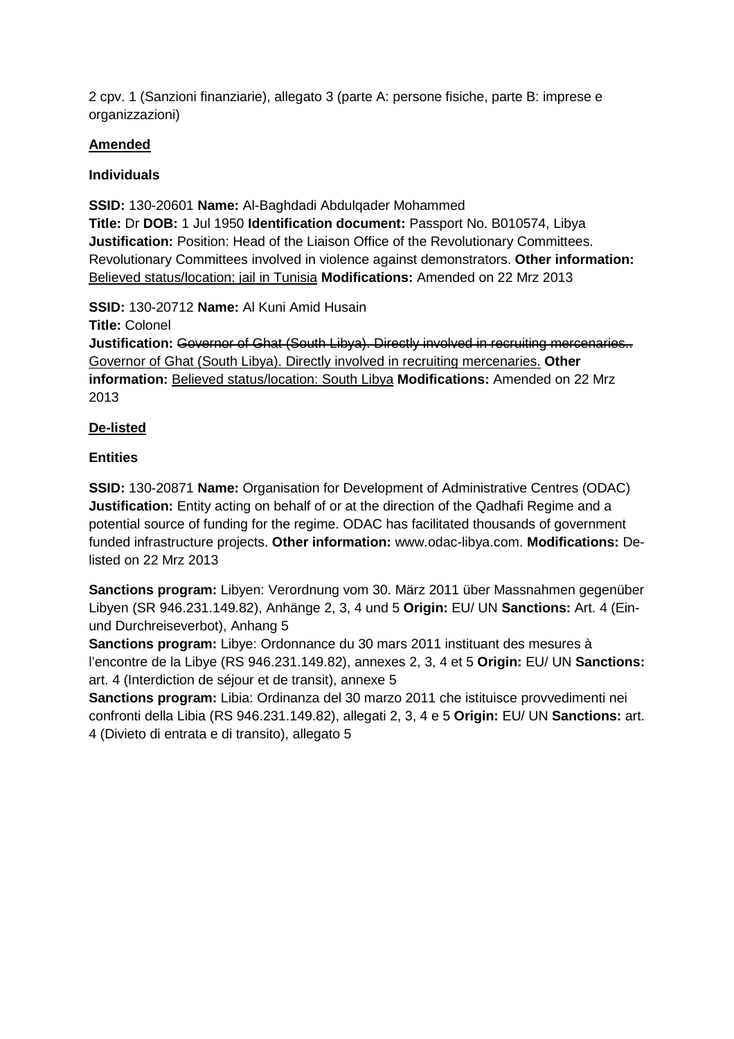2 cpv. 1 (Sanzioni finanziarie), allegato 3 (parte A: persone fisiche, parte B: imprese e organizzazioni)

**Amended**

**Individuals**

**SSID:** 130-20601 **Name:** Al-Baghdadi Abdulqader Mohammed
**Title:** Dr **DOB:** 1 Jul 1950 **Identification document:** Passport No. B010574, Libya
**Justification:** Position: Head of the Liaison Office of the Revolutionary Committees. Revolutionary Committees involved in violence against demonstrators. **Other information:** <u>Believed status/location: jail in Tunisia</u> **Modifications:** Amended on 22 Mrz 2013

**SSID:** 130-20712 **Name:** Al Kuni Amid Husain
**Title:** Colonel
**Justification:** ~~Governor of Ghat (South Libya). Directly involved in recruiting mercenaries..~~ <u>Governor of Ghat (South Libya). Directly involved in recruiting mercenaries.</u> **Other information:** <u>Believed status/location: South Libya</u> **Modifications:** Amended on 22 Mrz 2013

**De-listed**

**Entities**

**SSID:** 130-20871 **Name:** Organisation for Development of Administrative Centres (ODAC) **Justification:** Entity acting on behalf of or at the direction of the Qadhafi Regime and a potential source of funding for the regime. ODAC has facilitated thousands of government funded infrastructure projects. **Other information:** www.odac-libya.com. **Modifications:** De-listed on 22 Mrz 2013

**Sanctions program:** Libyen: Verordnung vom 30. März 2011 über Massnahmen gegenüber Libyen (SR 946.231.149.82), Anhänge 2, 3, 4 und 5 **Origin:** EU/ UN **Sanctions:** Art. 4 (Ein- und Durchreiseverbot), Anhang 5
**Sanctions program:** Libye: Ordonnance du 30 mars 2011 instituant des mesures à l'encontre de la Libye (RS 946.231.149.82), annexes 2, 3, 4 et 5 **Origin:** EU/ UN **Sanctions:** art. 4 (Interdiction de séjour et de transit), annexe 5
**Sanctions program:** Libia: Ordinanza del 30 marzo 2011 che istituisce provvedimenti nei confronti della Libia (RS 946.231.149.82), allegati 2, 3, 4 e 5 **Origin:** EU/ UN **Sanctions:** art. 4 (Divieto di entrata e di transito), allegato 5